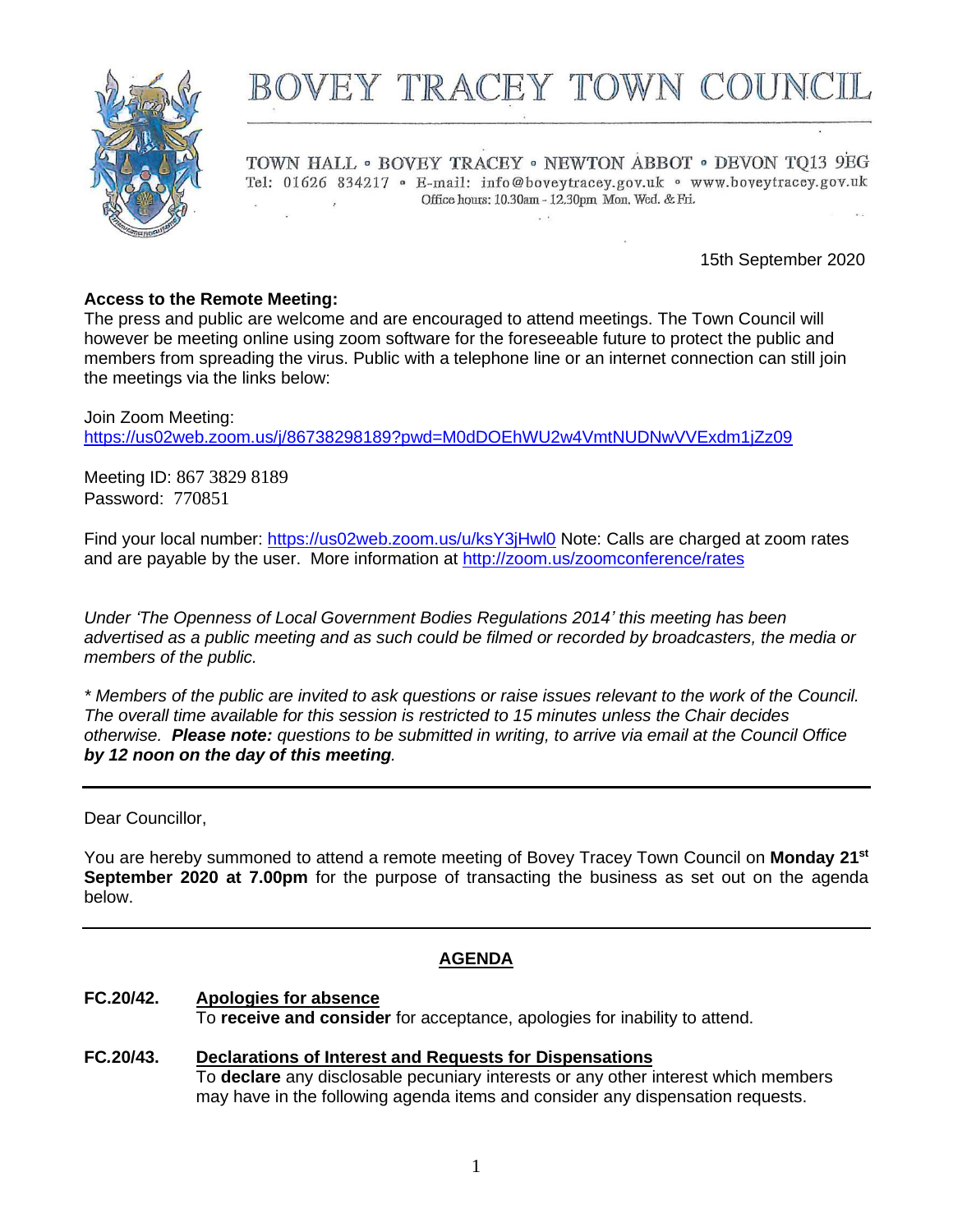# BOVEY TRACEY TOWN COUNCIL

TOWN HALL • BOVEY TRACEY • NEWTON ABBOT • DEVON TQ13 9EG
Tel: 01626 834217 • E-mail: info@boveytracey.gov.uk • www.boveytracey.gov.uk
Office hours: 10.30am - 12.30pm Mon, Wed. & Fri.

15th September 2020

**Access to the Remote Meeting:**
The press and public are welcome and are encouraged to attend meetings. The Town Council will however be meeting online using zoom software for the foreseeable future to protect the public and members from spreading the virus. Public with a telephone line or an internet connection can still join the meetings via the links below:

Join Zoom Meeting:
https://us02web.zoom.us/j/86738298189?pwd=M0dDOEhWU2w4VmtNUDNwVVExdm1jZz09

Meeting ID: 867 3829 8189
Password: 770851

Find your local number: https://us02web.zoom.us/u/ksY3jHwl0 Note: Calls are charged at zoom rates and are payable by the user. More information at http://zoom.us/zoomconference/rates

*Under 'The Openness of Local Government Bodies Regulations 2014' this meeting has been advertised as a public meeting and as such could be filmed or recorded by broadcasters, the media or members of the public.*

*\* Members of the public are invited to ask questions or raise issues relevant to the work of the Council. The overall time available for this session is restricted to 15 minutes unless the Chair decides otherwise.* ***Please note:*** *questions to be submitted in writing, to arrive via email at the Council Office* ***by 12 noon on the day of this meeting****.*

---

Dear Councillor,

You are hereby summoned to attend a remote meeting of Bovey Tracey Town Council on **Monday 21st September 2020 at 7.00pm** for the purpose of transacting the business as set out on the agenda below.

---

## AGENDA

**FC.20/42.** **Apologies for absence**
To **receive and consider** for acceptance, apologies for inability to attend.

**FC.20/43.** **Declarations of Interest and Requests for Dispensations**
To **declare** any disclosable pecuniary interests or any other interest which members may have in the following agenda items and consider any dispensation requests.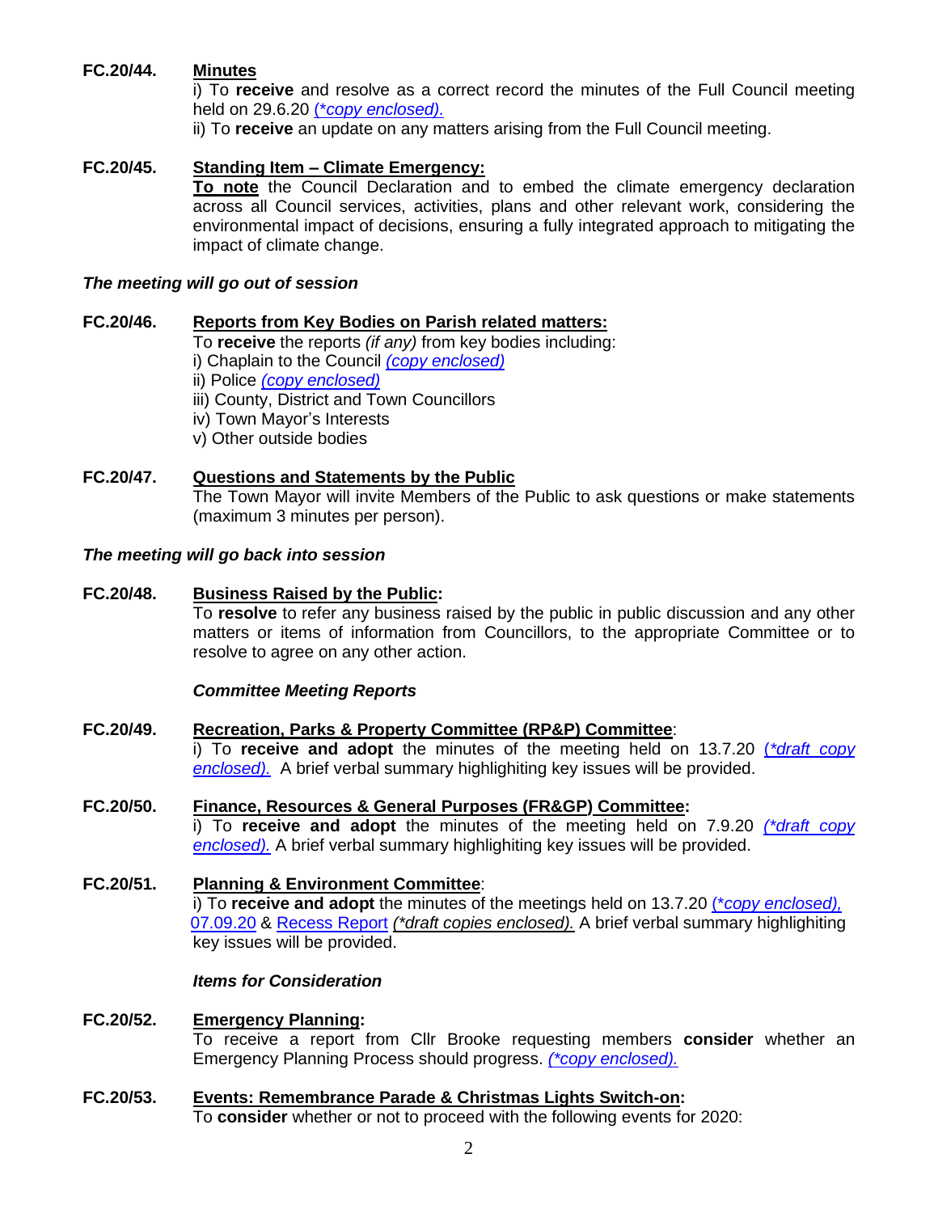**FC.20/44. Minutes**

i) To **receive** and resolve as a correct record the minutes of the Full Council meeting held on 29.6.20 *(*copy enclosed).*

ii) To **receive** an update on any matters arising from the Full Council meeting.

**FC.20/45. Standing Item – Climate Emergency:**

**To note** the Council Declaration and to embed the climate emergency declaration across all Council services, activities, plans and other relevant work, considering the environmental impact of decisions, ensuring a fully integrated approach to mitigating the impact of climate change.

***The meeting will go out of session***

**FC.20/46. Reports from Key Bodies on Parish related matters:**

To **receive** the reports *(if any)* from key bodies including:

i) Chaplain to the Council *(copy enclosed)*

ii) Police *(copy enclosed)*

iii) County, District and Town Councillors

iv) Town Mayor's Interests

v) Other outside bodies

**FC.20/47. Questions and Statements by the Public**

The Town Mayor will invite Members of the Public to ask questions or make statements (maximum 3 minutes per person).

***The meeting will go back into session***

**FC.20/48. Business Raised by the Public:**

To **resolve** to refer any business raised by the public in public discussion and any other matters or items of information from Councillors, to the appropriate Committee or to resolve to agree on any other action.

***Committee Meeting Reports***

**FC.20/49. Recreation, Parks & Property Committee (RP&P) Committee:**

i) To **receive and adopt** the minutes of the meeting held on 13.7.20 *(*draft copy enclosed).* A brief verbal summary highlighting key issues will be provided.

**FC.20/50. Finance, Resources & General Purposes (FR&GP) Committee:**

i) To **receive and adopt** the minutes of the meeting held on 7.9.20 *(*draft copy enclosed).* A brief verbal summary highlighting key issues will be provided.

**FC.20/51. Planning & Environment Committee:**

i) To **receive and adopt** the minutes of the meetings held on 13.7.20 *(*copy enclosed),* 07.09.20 & Recess Report *(*draft copies enclosed).* A brief verbal summary highlighting key issues will be provided.

***Items for Consideration***

**FC.20/52. Emergency Planning:**

To receive a report from Cllr Brooke requesting members **consider** whether an Emergency Planning Process should progress. *(*copy enclosed).*

**FC.20/53. Events: Remembrance Parade & Christmas Lights Switch-on:**

To **consider** whether or not to proceed with the following events for 2020: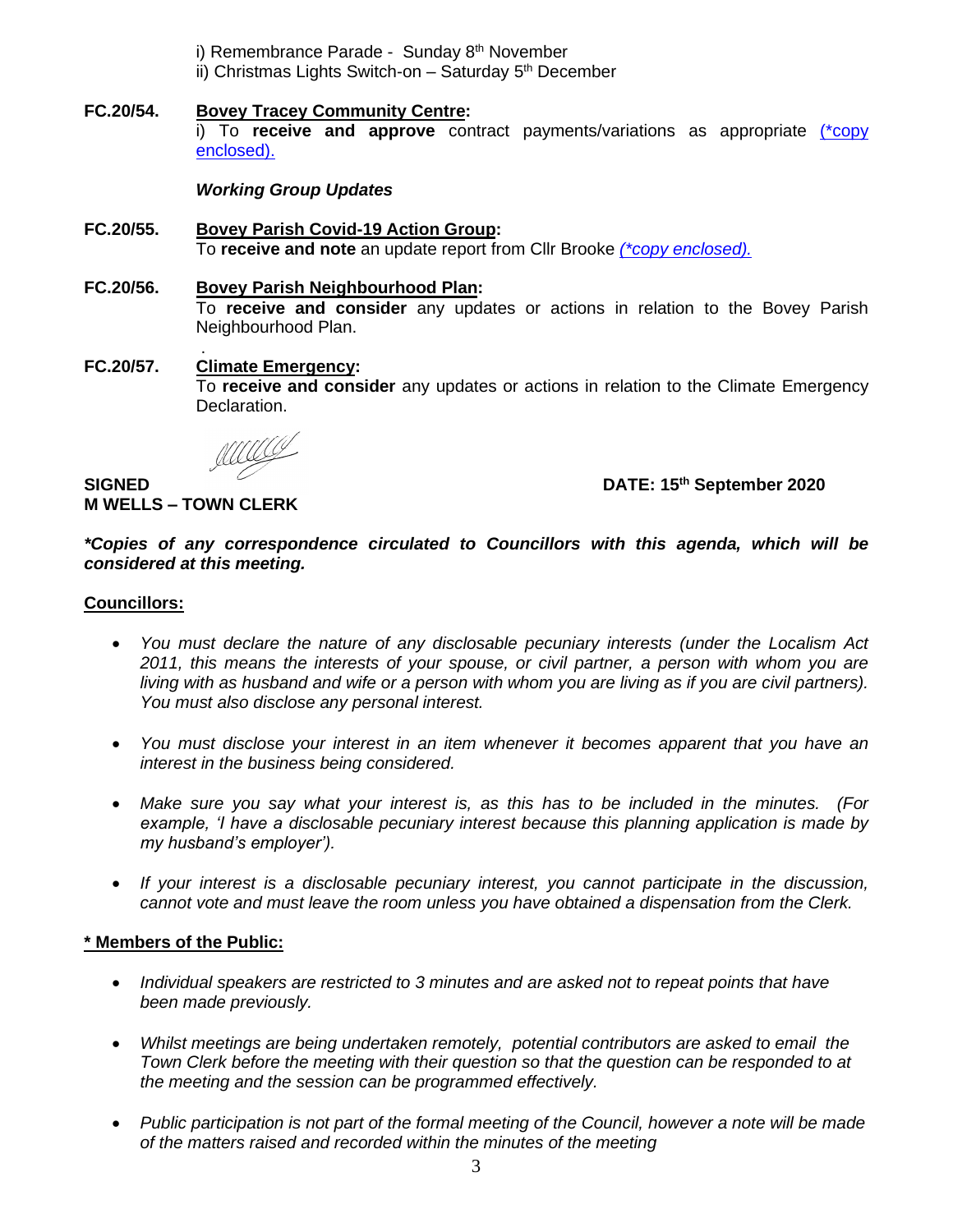i) Remembrance Parade - Sunday 8th November
ii) Christmas Lights Switch-on – Saturday 5th December

**FC.20/54. Bovey Tracey Community Centre:**
i) To **receive and approve** contract payments/variations as appropriate (*copy enclosed).

***Working Group Updates***

**FC.20/55. Bovey Parish Covid-19 Action Group:**
To **receive and note** an update report from Cllr Brooke *(*copy enclosed).*

**FC.20/56. Bovey Parish Neighbourhood Plan:**
To **receive and consider** any updates or actions in relation to the Bovey Parish Neighbourhood Plan.

**FC.20/57. Climate Emergency:**
To **receive and consider** any updates or actions in relation to the Climate Emergency Declaration.

**SIGNED** **DATE: 15th September 2020**
**M WELLS – TOWN CLERK**

***Copies of any correspondence circulated to Councillors with this agenda, which will be considered at this meeting.***

**Councillors:**

- *You must declare the nature of any disclosable pecuniary interests (under the Localism Act 2011, this means the interests of your spouse, or civil partner, a person with whom you are living with as husband and wife or a person with whom you are living as if you are civil partners). You must also disclose any personal interest.*
- *You must disclose your interest in an item whenever it becomes apparent that you have an interest in the business being considered.*
- *Make sure you say what your interest is, as this has to be included in the minutes. (For example, 'I have a disclosable pecuniary interest because this planning application is made by my husband's employer').*
- *If your interest is a disclosable pecuniary interest, you cannot participate in the discussion, cannot vote and must leave the room unless you have obtained a dispensation from the Clerk.*

**\* Members of the Public:**

- *Individual speakers are restricted to 3 minutes and are asked not to repeat points that have been made previously.*
- *Whilst meetings are being undertaken remotely, potential contributors are asked to email the Town Clerk before the meeting with their question so that the question can be responded to at the meeting and the session can be programmed effectively.*
- *Public participation is not part of the formal meeting of the Council, however a note will be made of the matters raised and recorded within the minutes of the meeting*